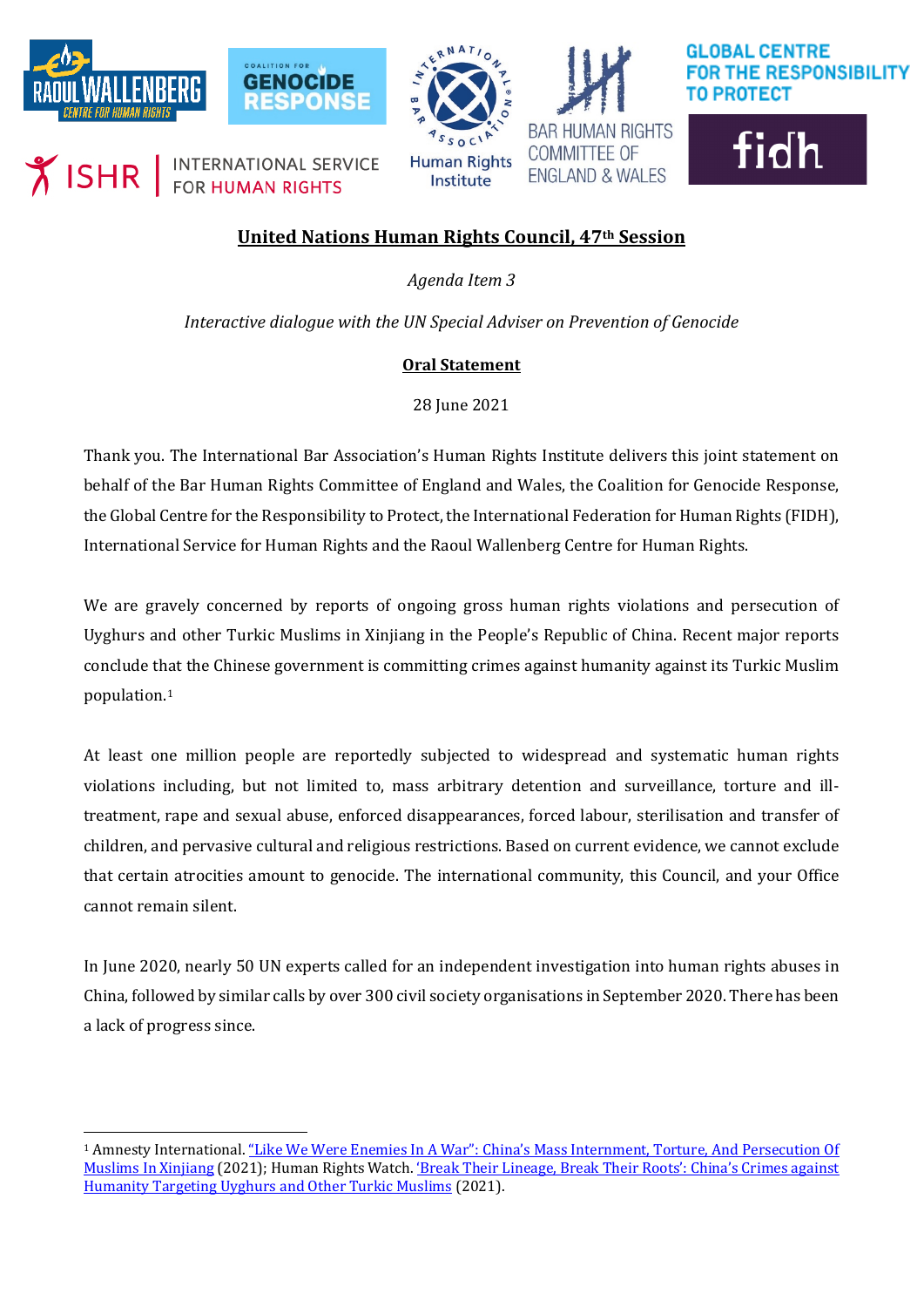**United Nations Human Rights Council, 47th Session**

*Agenda Item 3*

*Interactive dialogue with the UN Special Adviser on Prevention of Genocide*

**Oral Statement**

28 June 2021

Thank you. The International Bar Association's Human Rights Institute delivers this joint statement on behalf of the Bar Human Rights Committee of England and Wales, the Coalition for Genocide Response, the Global Centre for the Responsibility to Protect, the International Federation for Human Rights (FIDH), International Service for Human Rights and the Raoul Wallenberg Centre for Human Rights.

We are gravely concerned by reports of ongoing gross human rights violations and persecution of Uyghurs and other Turkic Muslims in Xinjiang in the People's Republic of China. Recent major reports conclude that the Chinese government is committing crimes against humanity against its Turkic Muslim population.[1]

At least one million people are reportedly subjected to widespread and systematic human rights violations including, but not limited to, mass arbitrary detention and surveillance, torture and ill-treatment, rape and sexual abuse, enforced disappearances, forced labour, sterilisation and transfer of children, and pervasive cultural and religious restrictions. Based on current evidence, we cannot exclude that certain atrocities amount to genocide. The international community, this Council, and your Office cannot remain silent.

In June 2020, nearly 50 UN experts called for an independent investigation into human rights abuses in China, followed by similar calls by over 300 civil society organisations in September 2020. There has been a lack of progress since.

---

[1] Amnesty International. "Like We Were Enemies In A War": China's Mass Internment, Torture, And Persecution Of Muslims In Xinjiang (2021); Human Rights Watch. 'Break Their Lineage, Break Their Roots': China's Crimes against Humanity Targeting Uyghurs and Other Turkic Muslims (2021).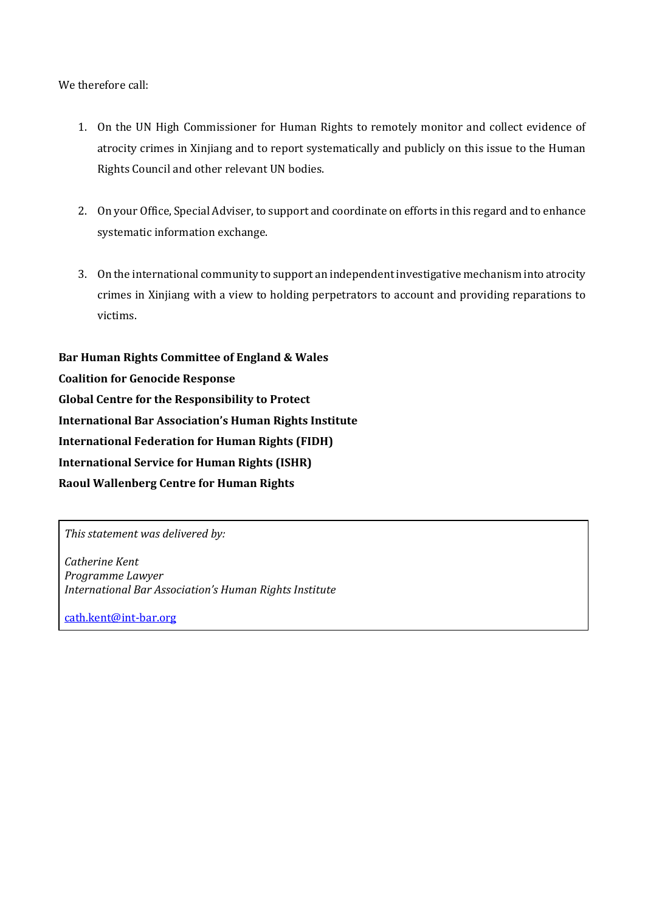We therefore call:

1. On the UN High Commissioner for Human Rights to remotely monitor and collect evidence of atrocity crimes in Xinjiang and to report systematically and publicly on this issue to the Human Rights Council and other relevant UN bodies.

2. On your Office, Special Adviser, to support and coordinate on efforts in this regard and to enhance systematic information exchange.

3. On the international community to support an independent investigative mechanism into atrocity crimes in Xinjiang with a view to holding perpetrators to account and providing reparations to victims.

**Bar Human Rights Committee of England & Wales**
**Coalition for Genocide Response**
**Global Centre for the Responsibility to Protect**
**International Bar Association's Human Rights Institute**
**International Federation for Human Rights (FIDH)**
**International Service for Human Rights (ISHR)**
**Raoul Wallenberg Centre for Human Rights**

*This statement was delivered by:*

*Catherine Kent*
*Programme Lawyer*
*International Bar Association's Human Rights Institute*

cath.kent@int-bar.org